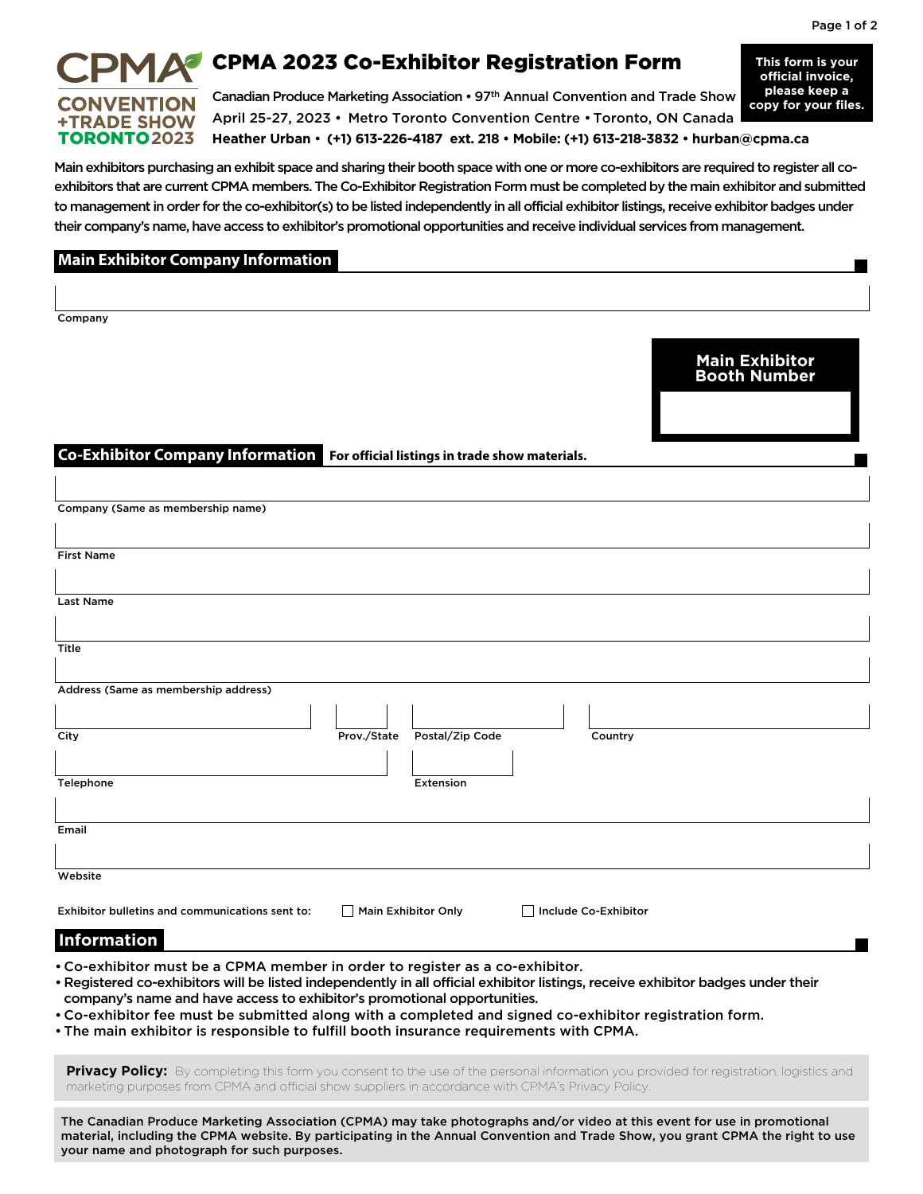# CPMA 2023 Co-Exhibitor Registration Form

CPMA CONVENTION +TRADE SHOW TORONTO 2023

Canadian Produce Marketing Association • 97th Annual Convention and Trade Show
April 25-27, 2023 • Metro Toronto Convention Centre • Toronto, ON Canada
**Heather Urban • (+1) 613-226-4187 ext. 218 • Mobile: (+1) 613-218-3832 • hurban@cpma.ca**

**This form is your official invoice, please keep a copy for your files.**

Main exhibitors purchasing an exhibit space and sharing their booth space with one or more co-exhibitors are required to register all co-exhibitors that are current CPMA members. The Co-Exhibitor Registration Form must be completed by the main exhibitor and submitted to management in order for the co-exhibitor(s) to be listed independently in all official exhibitor listings, receive exhibitor badges under their company's name, have access to exhibitor's promotional opportunities and receive individual services from management.

## Main Exhibitor Company Information

Company

**Main Exhibitor Booth Number**

## Co-Exhibitor Company Information

**For official listings in trade show materials.**

Company (Same as membership name)

First Name

Last Name

Title

Address (Same as membership address)

City | Prov./State | Postal/Zip Code | Country

Telephone | Extension

Email

Website

Exhibitor bulletins and communications sent to: ☐ Main Exhibitor Only ☐ Include Co-Exhibitor

## Information

- Co-exhibitor must be a CPMA member in order to register as a co-exhibitor.
- Registered co-exhibitors will be listed independently in all official exhibitor listings, receive exhibitor badges under their company's name and have access to exhibitor's promotional opportunities.
- Co-exhibitor fee must be submitted along with a completed and signed co-exhibitor registration form.
- The main exhibitor is responsible to fulfill booth insurance requirements with CPMA.

**Privacy Policy:** By completing this form you consent to the use of the personal information you provided for registration, logistics and marketing purposes from CPMA and official show suppliers in accordance with CPMA's Privacy Policy.

**The Canadian Produce Marketing Association (CPMA) may take photographs and/or video at this event for use in promotional material, including the CPMA website. By participating in the Annual Convention and Trade Show, you grant CPMA the right to use your name and photograph for such purposes.**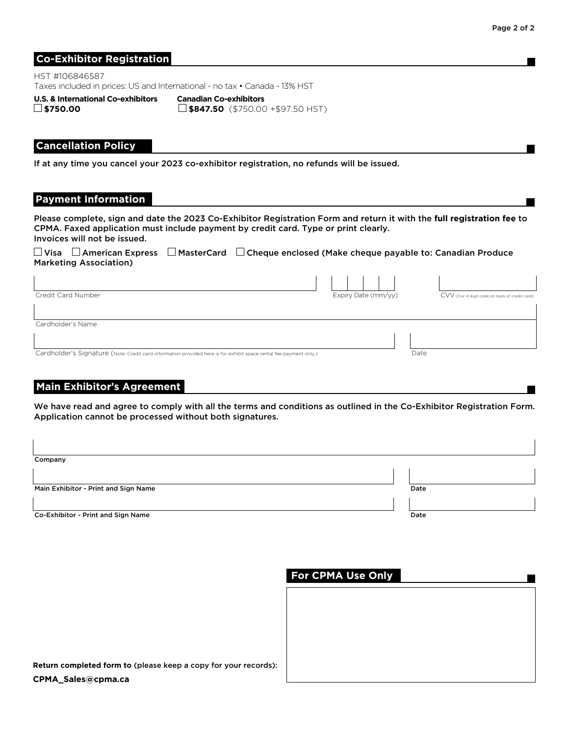## Co-Exhibitor Registration

HST #106846587
Taxes included in prices: US and International - no tax • Canada - 13% HST

**U.S. & International Co-exhibitors**
☐ **$750.00**

**Canadian Co-exhibitors**
☐ **$847.50** ($750.00 +$97.50 HST)

## Cancellation Policy

If at any time you cancel your 2023 co-exhibitor registration, no refunds will be issued.

## Payment Information

Please complete, sign and date the 2023 Co-Exhibitor Registration Form and return it with the **full registration fee** to CPMA. Faxed application must include payment by credit card. Type or print clearly.
Invoices will not be issued.

☐ Visa ☐ American Express ☐ MasterCard ☐ Cheque enclosed (Make cheque payable to: Canadian Produce Marketing Association)

Credit Card Number

Expiry Date (mm/yy)

CVV (3 or 4 digit code on back of credit card)

Cardholder's Name

Cardholder's Signature (Note: Credit card information provided here is for exhibit space rental fee payment only.)

Date

## Main Exhibitor's Agreement

We have read and agree to comply with all the terms and conditions as outlined in the Co-Exhibitor Registration Form. Application cannot be processed without both signatures.

**Company**

**Main Exhibitor - Print and Sign Name**

**Date**

**Co-Exhibitor - Print and Sign Name**

**Date**

## For CPMA Use Only

**Return completed form to** (please keep a copy for your records):

**CPMA_Sales@cpma.ca**